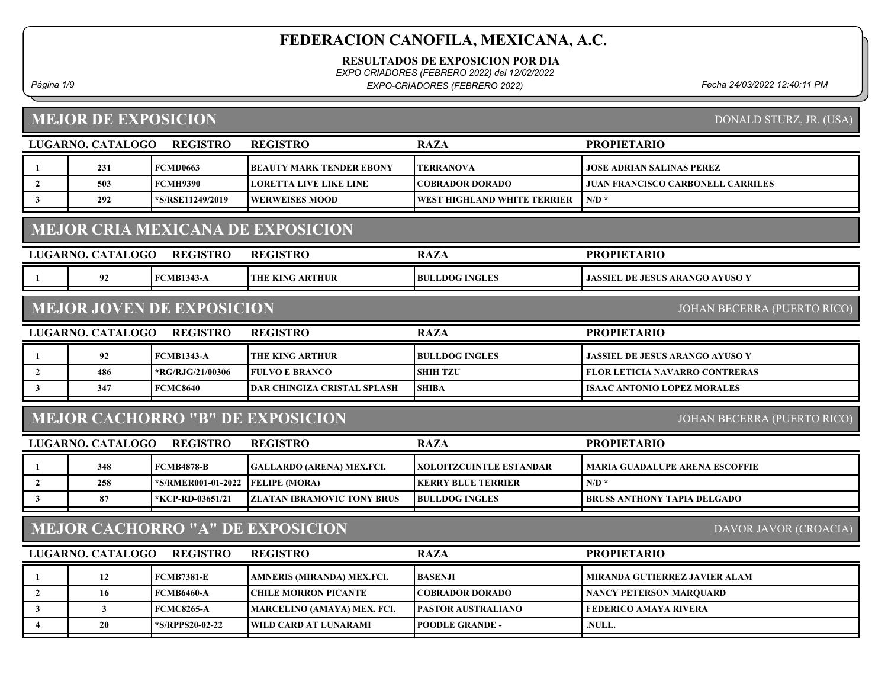# FEDERACION CANOFILA, MEXICANA, A.C.

**RESULTADOS DE EXPOSICION POR DIA**

*EXPO CRIADORES (FEBRERO 2022) del 12/02/2022*

*EXPO-CRIADORES (FEBRERO 2022)*

*Fecha 24/03/2022 12:40:11 PM*

## MEJOR DE EXPOSICION

DONALD STURZ, JR. (USA)

| LUGAR | NO. CATALOGO | REGISTRO | REGISTRO | RAZA | PROPIETARIO |
|---|---|---|---|---|---|
| 1 | 231 | FCMD0663 | BEAUTY MARK TENDER EBONY | TERRANOVA | JOSE ADRIAN SALINAS PEREZ |
| 2 | 503 | FCMH9390 | LORETTA LIVE LIKE LINE | COBRADOR DORADO | JUAN FRANCISCO CARBONELL CARRILES |
| 3 | 292 | *S/RSE11249/2019 | WERWEISES MOOD | WEST HIGHLAND WHITE TERRIER | N/D * |

## MEJOR CRIA MEXICANA DE EXPOSICION

| LUGAR | NO. CATALOGO | REGISTRO | REGISTRO | RAZA | PROPIETARIO |
|---|---|---|---|---|---|
| 1 | 92 | FCMB1343-A | THE KING ARTHUR | BULLDOG INGLES | JASSIEL DE JESUS ARANGO AYUSO Y |

## MEJOR JOVEN DE EXPOSICION

JOHAN BECERRA (PUERTO RICO)

| LUGAR | NO. CATALOGO | REGISTRO | REGISTRO | RAZA | PROPIETARIO |
|---|---|---|---|---|---|
| 1 | 92 | FCMB1343-A | THE KING ARTHUR | BULLDOG INGLES | JASSIEL DE JESUS ARANGO AYUSO Y |
| 2 | 486 | *RG/RJG/21/00306 | FULVO E BRANCO | SHIH TZU | FLOR LETICIA NAVARRO CONTRERAS |
| 3 | 347 | FCMC8640 | DAR CHINGIZA CRISTAL SPLASH | SHIBA | ISAAC ANTONIO LOPEZ MORALES |

## MEJOR CACHORRO "B" DE EXPOSICION

JOHAN BECERRA (PUERTO RICO)

| LUGAR | NO. CATALOGO | REGISTRO | REGISTRO | RAZA | PROPIETARIO |
|---|---|---|---|---|---|
| 1 | 348 | FCMB4878-B | GALLARDO (ARENA) MEX.FCI. | XOLOITZCUINTLE ESTANDAR | MARIA GUADALUPE ARENA ESCOFFIE |
| 2 | 258 | *S/RMER001-01-2022 | FELIPE (MORA) | KERRY BLUE TERRIER | N/D * |
| 3 | 87 | *KCP-RD-03651/21 | ZLATAN IBRAMOVIC TONY BRUS | BULLDOG INGLES | BRUSS ANTHONY TAPIA DELGADO |

## MEJOR CACHORRO "A" DE EXPOSICION

DAVOR JAVOR (CROACIA)

| LUGAR | NO. CATALOGO | REGISTRO | REGISTRO | RAZA | PROPIETARIO |
|---|---|---|---|---|---|
| 1 | 12 | FCMB7381-E | AMNERIS (MIRANDA) MEX.FCI. | BASENJI | MIRANDA GUTIERREZ JAVIER ALAM |
| 2 | 16 | FCMB6460-A | CHILE MORRON PICANTE | COBRADOR DORADO | NANCY PETERSON MARQUARD |
| 3 | 3 | FCMC8265-A | MARCELINO (AMAYA) MEX. FCI. | PASTOR AUSTRALIANO | FEDERICO AMAYA RIVERA |
| 4 | 20 | *S/RPPS20-02-22 | WILD CARD AT LUNARAMI | POODLE GRANDE - | .NULL. |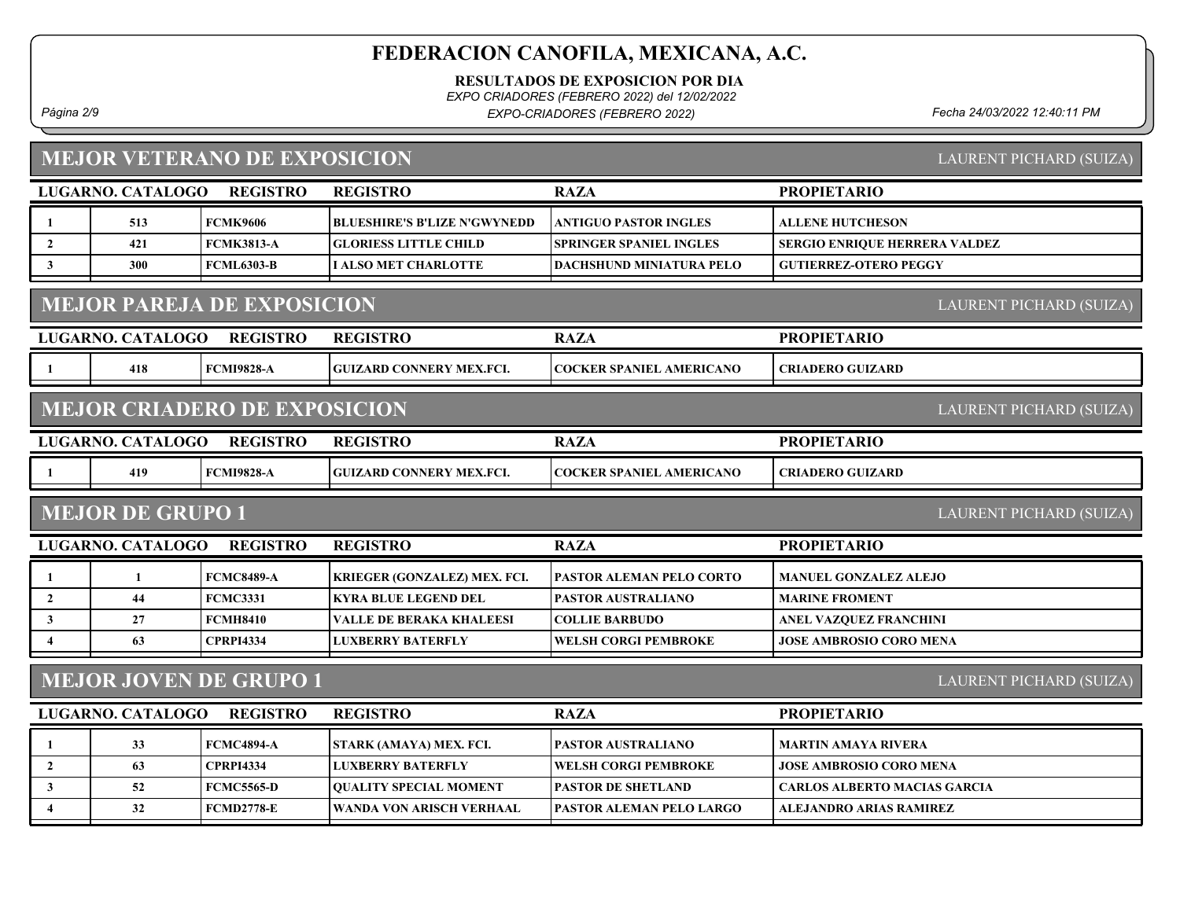# FEDERACION CANOFILA, MEXICANA, A.C.

**RESULTADOS DE EXPOSICION POR DIA**

*EXPO CRIADORES (FEBRERO 2022) del 12/02/2022*

*EXPO-CRIADORES (FEBRERO 2022)*

*Fecha 24/03/2022 12:40:11 PM*

## MEJOR VETERANO DE EXPOSICION

LAURENT PICHARD (SUIZA)

| LUGAR | NO. CATALOGO | REGISTRO | REGISTRO | RAZA | PROPIETARIO |
|---|---|---|---|---|---|
| 1 | 513 | FCMK9606 | BLUESHIRE'S B'LIZE N'GWYNEDD | ANTIGUO PASTOR INGLES | ALLENE HUTCHESON |
| 2 | 421 | FCMK3813-A | GLORIESS LITTLE CHILD | SPRINGER SPANIEL INGLES | SERGIO ENRIQUE HERRERA VALDEZ |
| 3 | 300 | FCML6303-B | I ALSO MET CHARLOTTE | DACHSHUND MINIATURA PELO | GUTIERREZ-OTERO PEGGY |

## MEJOR PAREJA DE EXPOSICION

LAURENT PICHARD (SUIZA)

| LUGAR | NO. CATALOGO | REGISTRO | REGISTRO | RAZA | PROPIETARIO |
|---|---|---|---|---|---|
| 1 | 418 | FCMI9828-A | GUIZARD CONNERY MEX.FCI. | COCKER SPANIEL AMERICANO | CRIADERO GUIZARD |

## MEJOR CRIADERO DE EXPOSICION

LAURENT PICHARD (SUIZA)

| LUGAR | NO. CATALOGO | REGISTRO | REGISTRO | RAZA | PROPIETARIO |
|---|---|---|---|---|---|
| 1 | 419 | FCMI9828-A | GUIZARD CONNERY MEX.FCI. | COCKER SPANIEL AMERICANO | CRIADERO GUIZARD |

## MEJOR DE GRUPO 1

LAURENT PICHARD (SUIZA)

| LUGAR | NO. CATALOGO | REGISTRO | REGISTRO | RAZA | PROPIETARIO |
|---|---|---|---|---|---|
| 1 | 1 | FCMC8489-A | KRIEGER (GONZALEZ) MEX. FCI. | PASTOR ALEMAN PELO CORTO | MANUEL GONZALEZ ALEJO |
| 2 | 44 | FCMC3331 | KYRA BLUE LEGEND DEL | PASTOR AUSTRALIANO | MARINE FROMENT |
| 3 | 27 | FCMH8410 | VALLE DE BERAKA KHALEESI | COLLIE BARBUDO | ANEL VAZQUEZ FRANCHINI |
| 4 | 63 | CPRPI4334 | LUXBERRY BATERFLY | WELSH CORGI PEMBROKE | JOSE AMBROSIO CORO MENA |

## MEJOR JOVEN DE GRUPO 1

LAURENT PICHARD (SUIZA)

| LUGAR | NO. CATALOGO | REGISTRO | REGISTRO | RAZA | PROPIETARIO |
|---|---|---|---|---|---|
| 1 | 33 | FCMC4894-A | STARK (AMAYA) MEX. FCI. | PASTOR AUSTRALIANO | MARTIN AMAYA RIVERA |
| 2 | 63 | CPRPI4334 | LUXBERRY BATERFLY | WELSH CORGI PEMBROKE | JOSE AMBROSIO CORO MENA |
| 3 | 52 | FCMC5565-D | QUALITY SPECIAL MOMENT | PASTOR DE SHETLAND | CARLOS ALBERTO MACIAS GARCIA |
| 4 | 32 | FCMD2778-E | WANDA VON ARISCH VERHAAL | PASTOR ALEMAN PELO LARGO | ALEJANDRO ARIAS RAMIREZ |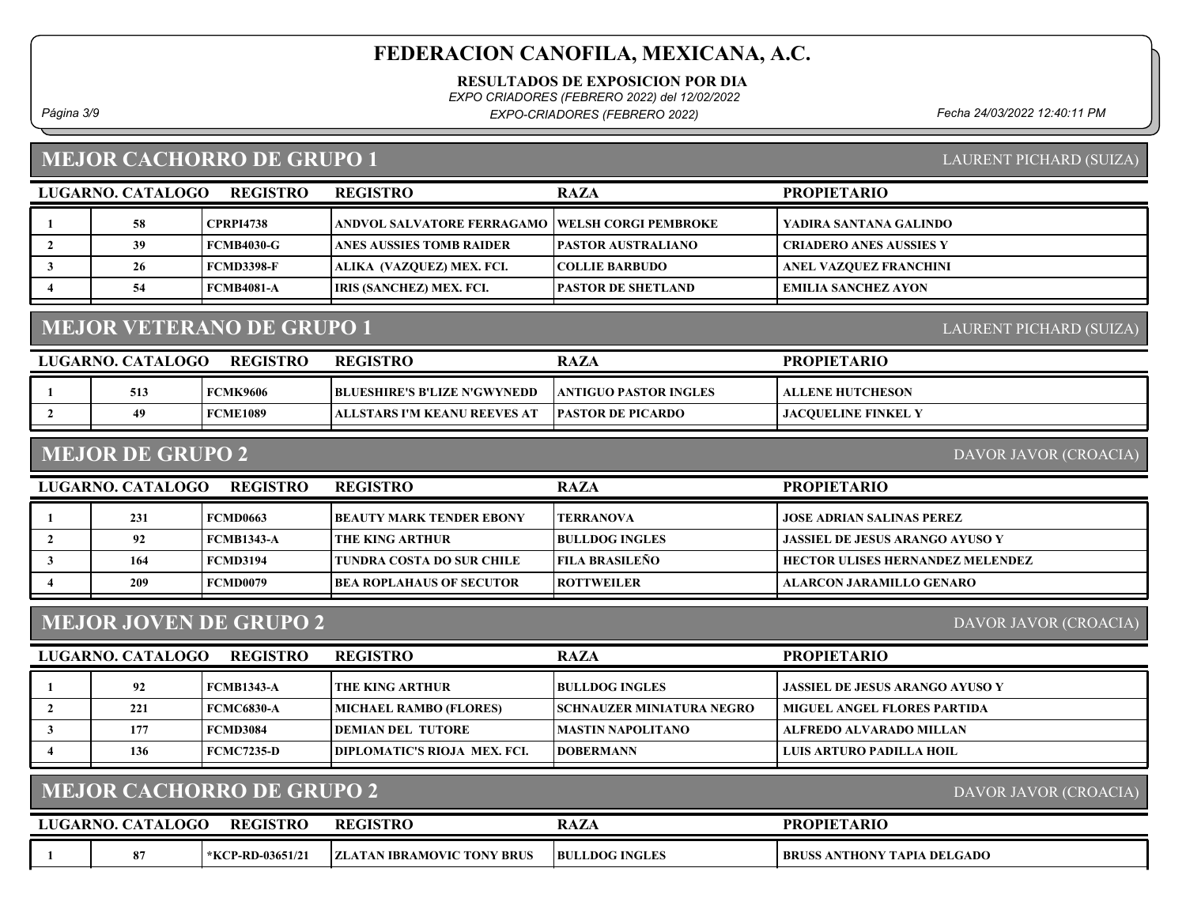# FEDERACION CANOFILA, MEXICANA, A.C.

**RESULTADOS DE EXPOSICION POR DIA**

*EXPO CRIADORES (FEBRERO 2022) del 12/02/2022*

*EXPO-CRIADORES (FEBRERO 2022)*

*Fecha 24/03/2022 12:40:11 PM*

## MEJOR CACHORRO DE GRUPO 1

LAURENT PICHARD (SUIZA)

| LUGAR | NO. CATALOGO | REGISTRO | REGISTRO | RAZA | PROPIETARIO |
|---|---|---|---|---|---|
| 1 | 58 | CPRPI4738 | ANDVOL SALVATORE FERRAGAMO | WELSH CORGI PEMBROKE | YADIRA SANTANA GALINDO |
| 2 | 39 | FCMB4030-G | ANES AUSSIES TOMB RAIDER | PASTOR AUSTRALIANO | CRIADERO ANES AUSSIES Y |
| 3 | 26 | FCMD3398-F | ALIKA (VAZQUEZ) MEX. FCI. | COLLIE BARBUDO | ANEL VAZQUEZ FRANCHINI |
| 4 | 54 | FCMB4081-A | IRIS (SANCHEZ) MEX. FCI. | PASTOR DE SHETLAND | EMILIA SANCHEZ AYON |

## MEJOR VETERANO DE GRUPO 1

LAURENT PICHARD (SUIZA)

| LUGAR | NO. CATALOGO | REGISTRO | REGISTRO | RAZA | PROPIETARIO |
|---|---|---|---|---|---|
| 1 | 513 | FCMK9606 | BLUESHIRE'S B'LIZE N'GWYNEDD | ANTIGUO PASTOR INGLES | ALLENE HUTCHESON |
| 2 | 49 | FCME1089 | ALLSTARS I'M KEANU REEVES AT | PASTOR DE PICARDO | JACQUELINE FINKEL Y |

## MEJOR DE GRUPO 2

DAVOR JAVOR (CROACIA)

| LUGAR | NO. CATALOGO | REGISTRO | REGISTRO | RAZA | PROPIETARIO |
|---|---|---|---|---|---|
| 1 | 231 | FCMD0663 | BEAUTY MARK TENDER EBONY | TERRANOVA | JOSE ADRIAN SALINAS PEREZ |
| 2 | 92 | FCMB1343-A | THE KING ARTHUR | BULLDOG INGLES | JASSIEL DE JESUS ARANGO AYUSO Y |
| 3 | 164 | FCMD3194 | TUNDRA COSTA DO SUR CHILE | FILA BRASILEÑO | HECTOR ULISES HERNANDEZ MELENDEZ |
| 4 | 209 | FCMD0079 | BEA ROPLAHAUS OF SECUTOR | ROTTWEILER | ALARCON JARAMILLO GENARO |

## MEJOR JOVEN DE GRUPO 2

DAVOR JAVOR (CROACIA)

| LUGAR | NO. CATALOGO | REGISTRO | REGISTRO | RAZA | PROPIETARIO |
|---|---|---|---|---|---|
| 1 | 92 | FCMB1343-A | THE KING ARTHUR | BULLDOG INGLES | JASSIEL DE JESUS ARANGO AYUSO Y |
| 2 | 221 | FCMC6830-A | MICHAEL RAMBO (FLORES) | SCHNAUZER MINIATURA NEGRO | MIGUEL ANGEL FLORES PARTIDA |
| 3 | 177 | FCMD3084 | DEMIAN DEL TUTORE | MASTIN NAPOLITANO | ALFREDO ALVARADO MILLAN |
| 4 | 136 | FCMC7235-D | DIPLOMATIC'S RIOJA MEX. FCI. | DOBERMANN | LUIS ARTURO PADILLA HOIL |

## MEJOR CACHORRO DE GRUPO 2

DAVOR JAVOR (CROACIA)

| LUGAR | NO. CATALOGO | REGISTRO | REGISTRO | RAZA | PROPIETARIO |
|---|---|---|---|---|---|
| 1 | 87 | *KCP-RD-03651/21 | ZLATAN IBRAMOVIC TONY BRUS | BULLDOG INGLES | BRUSS ANTHONY TAPIA DELGADO |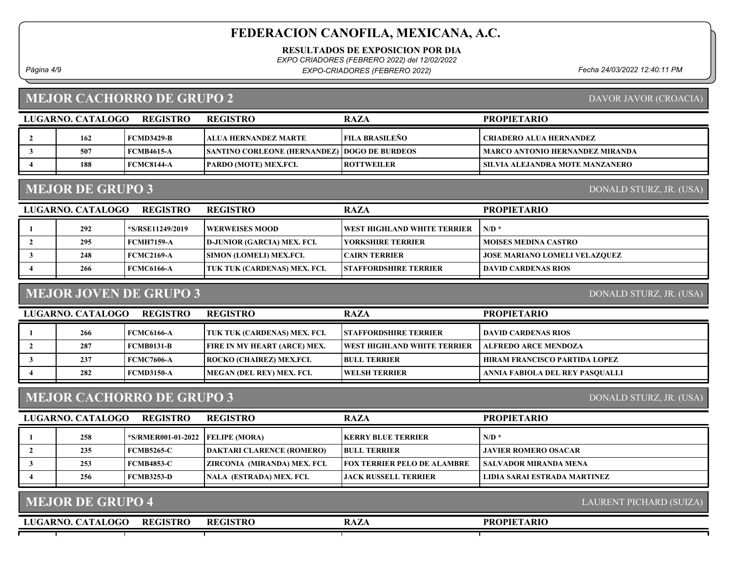# FEDERACION CANOFILA, MEXICANA, A.C.

**RESULTADOS DE EXPOSICION POR DIA**

*EXPO CRIADORES (FEBRERO 2022) del 12/02/2022*

*EXPO-CRIADORES (FEBRERO 2022)*

## MEJOR CACHORRO DE GRUPO 2

DAVOR JAVOR (CROACIA)

| LUGAR | NO. CATALOGO | REGISTRO | REGISTRO | RAZA | PROPIETARIO |
|---|---|---|---|---|---|
| 2 | 162 | FCMD3429-B | ALUA HERNANDEZ MARTE | FILA BRASILEÑO | CRIADERO ALUA HERNANDEZ |
| 3 | 507 | FCMB4615-A | SANTINO CORLEONE (HERNANDEZ) | DOGO DE BURDEOS | MARCO ANTONIO HERNANDEZ MIRANDA |
| 4 | 188 | FCMC8144-A | PARDO (MOTE) MEX.FCI. | ROTTWEILER | SILVIA ALEJANDRA MOTE MANZANERO |

## MEJOR DE GRUPO 3

DONALD STURZ, JR. (USA)

| LUGAR | NO. CATALOGO | REGISTRO | REGISTRO | RAZA | PROPIETARIO |
|---|---|---|---|---|---|
| 1 | 292 | *S/RSE11249/2019 | WERWEISES MOOD | WEST HIGHLAND WHITE TERRIER | N/D * |
| 2 | 295 | FCMH7159-A | D-JUNIOR (GARCIA) MEX. FCI. | YORKSHIRE TERRIER | MOISES MEDINA CASTRO |
| 3 | 248 | FCMC2169-A | SIMON (LOMELI) MEX.FCI. | CAIRN TERRIER | JOSE MARIANO LOMELI VELAZQUEZ |
| 4 | 266 | FCMC6166-A | TUK TUK (CARDENAS) MEX. FCI. | STAFFORDSHIRE TERRIER | DAVID CARDENAS RIOS |

## MEJOR JOVEN DE GRUPO 3

DONALD STURZ, JR. (USA)

| LUGAR | NO. CATALOGO | REGISTRO | REGISTRO | RAZA | PROPIETARIO |
|---|---|---|---|---|---|
| 1 | 266 | FCMC6166-A | TUK TUK (CARDENAS) MEX. FCI. | STAFFORDSHIRE TERRIER | DAVID CARDENAS RIOS |
| 2 | 287 | FCMB0131-B | FIRE IN MY HEART (ARCE) MEX. | WEST HIGHLAND WHITE TERRIER | ALFREDO ARCE MENDOZA |
| 3 | 237 | FCMC7606-A | ROCKO (CHAIREZ) MEX.FCI. | BULL TERRIER | HIRAM FRANCISCO PARTIDA LOPEZ |
| 4 | 282 | FCMD3150-A | MEGAN (DEL REY) MEX. FCI. | WELSH TERRIER | ANNIA FABIOLA DEL REY PASQUALLI |

## MEJOR CACHORRO DE GRUPO 3

DONALD STURZ, JR. (USA)

| LUGAR | NO. CATALOGO | REGISTRO | REGISTRO | RAZA | PROPIETARIO |
|---|---|---|---|---|---|
| 1 | 258 | *S/RMER001-01-2022 | FELIPE (MORA) | KERRY BLUE TERRIER | N/D * |
| 2 | 235 | FCMB5265-C | DAKTARI CLARENCE (ROMERO) | BULL TERRIER | JAVIER ROMERO OSACAR |
| 3 | 253 | FCMB4853-C | ZIRCONIA (MIRANDA) MEX. FCI. | FOX TERRIER PELO DE ALAMBRE | SALVADOR MIRANDA MENA |
| 4 | 256 | FCMB3253-D | NALA (ESTRADA) MEX. FCI. | JACK RUSSELL TERRIER | LIDIA SARAI ESTRADA MARTINEZ |

## MEJOR DE GRUPO 4

LAURENT PICHARD (SUIZA)

| LUGAR | NO. CATALOGO | REGISTRO | REGISTRO | RAZA | PROPIETARIO |
|---|---|---|---|---|---|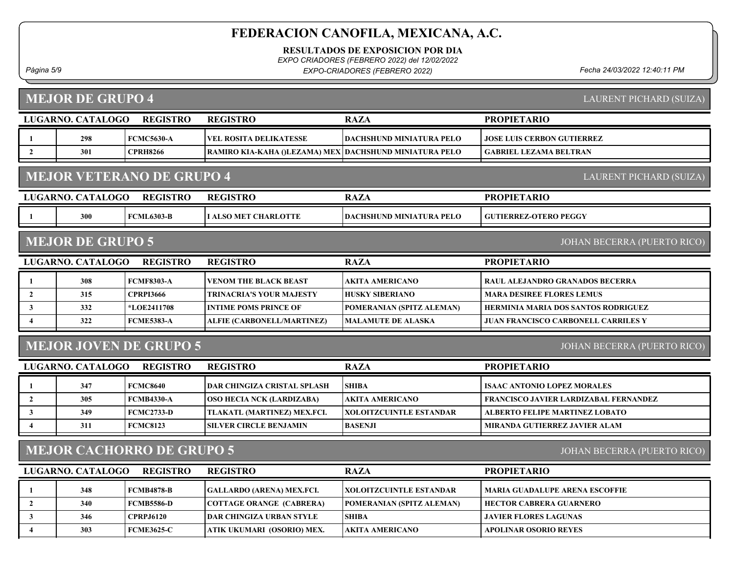# FEDERACION CANOFILA, MEXICANA, A.C.

**RESULTADOS DE EXPOSICION POR DIA**

*EXPO CRIADORES (FEBRERO 2022) del 12/02/2022*

*EXPO-CRIADORES (FEBRERO 2022)*

*Fecha 24/03/2022 12:40:11 PM*

## MEJOR DE GRUPO 4

LAURENT PICHARD (SUIZA)

| LUGAR | NO. CATALOGO | REGISTRO | REGISTRO | RAZA | PROPIETARIO |
|---|---|---|---|---|---|
| 1 | 298 | FCMC5630-A | VEL ROSITA DELIKATESSE | DACHSHUND MINIATURA PELO | JOSE LUIS CERBON GUTIERREZ |
| 2 | 301 | CPRH8266 | RAMIRO KIA-KAHA ()LEZAMA) MEX | DACHSHUND MINIATURA PELO | GABRIEL LEZAMA BELTRAN |

## MEJOR VETERANO DE GRUPO 4

LAURENT PICHARD (SUIZA)

| LUGAR | NO. CATALOGO | REGISTRO | REGISTRO | RAZA | PROPIETARIO |
|---|---|---|---|---|---|
| 1 | 300 | FCML6303-B | I ALSO MET CHARLOTTE | DACHSHUND MINIATURA PELO | GUTIERREZ-OTERO PEGGY |

## MEJOR DE GRUPO 5

JOHAN BECERRA (PUERTO RICO)

| LUGAR | NO. CATALOGO | REGISTRO | REGISTRO | RAZA | PROPIETARIO |
|---|---|---|---|---|---|
| 1 | 308 | FCMF8303-A | VENOM THE BLACK BEAST | AKITA AMERICANO | RAUL ALEJANDRO GRANADOS BECERRA |
| 2 | 315 | CPRPI3666 | TRINACRIA'S YOUR MAJESTY | HUSKY SIBERIANO | MARA DESIREE FLORES LEMUS |
| 3 | 332 | *LOE2411708 | INTIME POMS PRINCE OF | POMERANIAN (SPITZ ALEMAN) | HERMINIA MARIA DOS SANTOS RODRIGUEZ |
| 4 | 322 | FCME5383-A | ALFIE (CARBONELL/MARTINEZ) | MALAMUTE DE ALASKA | JUAN FRANCISCO CARBONELL CARRILES Y |

## MEJOR JOVEN DE GRUPO 5

JOHAN BECERRA (PUERTO RICO)

| LUGAR | NO. CATALOGO | REGISTRO | REGISTRO | RAZA | PROPIETARIO |
|---|---|---|---|---|---|
| 1 | 347 | FCMC8640 | DAR CHINGIZA CRISTAL SPLASH | SHIBA | ISAAC ANTONIO LOPEZ MORALES |
| 2 | 305 | FCMB4330-A | OSO HECIA NCK (LARDIZABA) | AKITA AMERICANO | FRANCISCO JAVIER LARDIZABAL FERNANDEZ |
| 3 | 349 | FCMC2733-D | TLAKATL (MARTINEZ) MEX.FCI. | XOLOITZCUINTLE ESTANDAR | ALBERTO FELIPE MARTINEZ LOBATO |
| 4 | 311 | FCMC8123 | SILVER CIRCLE BENJAMIN | BASENJI | MIRANDA GUTIERREZ JAVIER ALAM |

## MEJOR CACHORRO DE GRUPO 5

JOHAN BECERRA (PUERTO RICO)

| LUGAR | NO. CATALOGO | REGISTRO | REGISTRO | RAZA | PROPIETARIO |
|---|---|---|---|---|---|
| 1 | 348 | FCMB4878-B | GALLARDO (ARENA) MEX.FCI. | XOLOITZCUINTLE ESTANDAR | MARIA GUADALUPE ARENA ESCOFFIE |
| 2 | 340 | FCMB5586-D | COTTAGE ORANGE (CABRERA) | POMERANIAN (SPITZ ALEMAN) | HECTOR CABRERA GUARNERO |
| 3 | 346 | CPRPJ6120 | DAR CHINGIZA URBAN STYLE | SHIBA | JAVIER FLORES LAGUNAS |
| 4 | 303 | FCME3625-C | ATIK UKUMARI (OSORIO) MEX. | AKITA AMERICANO | APOLINAR OSORIO REYES |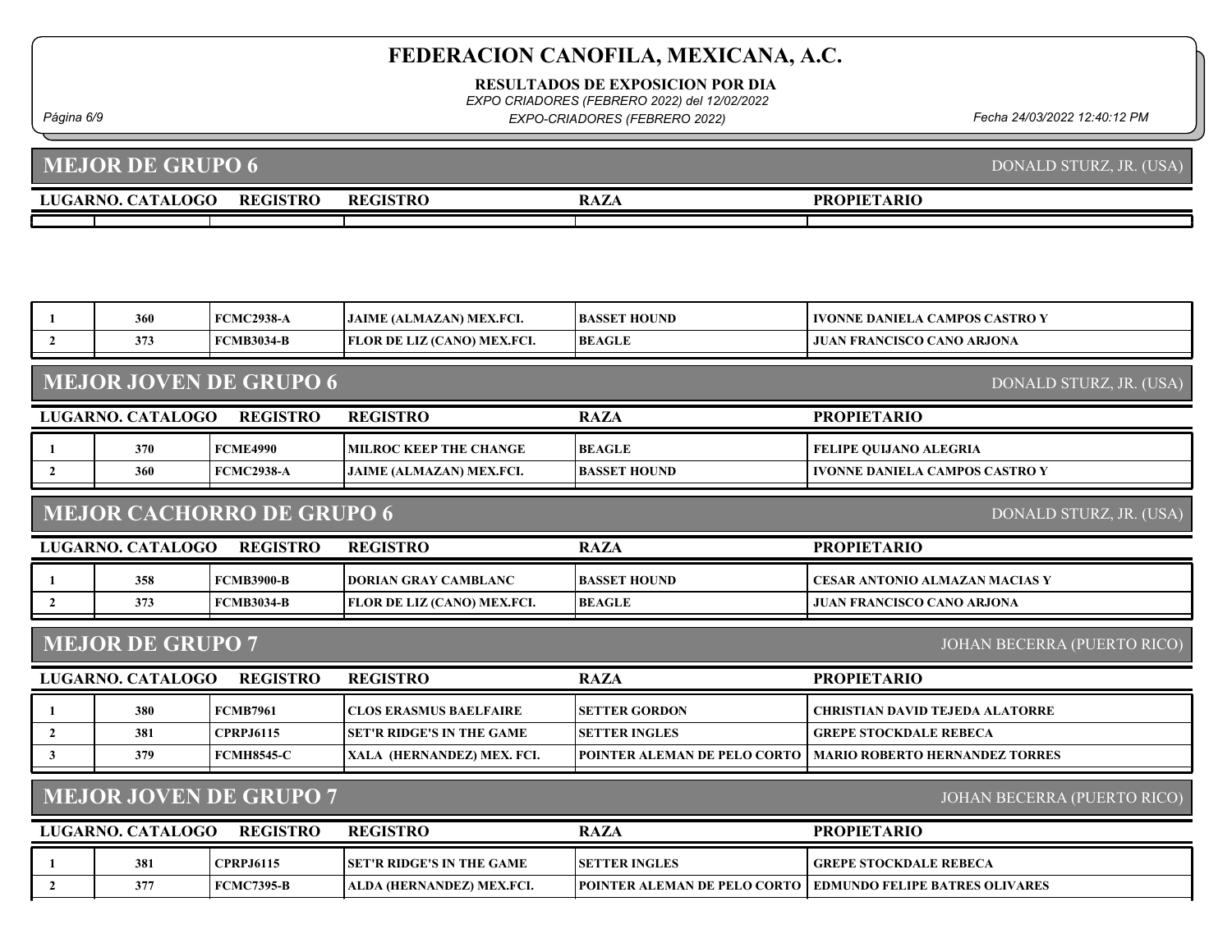# FEDERACION CANOFILA, MEXICANA, A.C.

**RESULTADOS DE EXPOSICION POR DIA**

*EXPO CRIADORES (FEBRERO 2022) del 12/02/2022*

*EXPO-CRIADORES (FEBRERO 2022)*

*Fecha 24/03/2022 12:40:12 PM*

## MEJOR DE GRUPO 6

DONALD STURZ, JR. (USA)

| LUGAR | NO. CATALOGO | REGISTRO | REGISTRO | RAZA | PROPIETARIO |
|---|---|---|---|---|---|
| 1 | 360 | FCMC2938-A | JAIME (ALMAZAN) MEX.FCI. | BASSET HOUND | IVONNE DANIELA CAMPOS CASTRO Y |
| 2 | 373 | FCMB3034-B | FLOR DE LIZ (CANO) MEX.FCI. | BEAGLE | JUAN FRANCISCO CANO ARJONA |

## MEJOR JOVEN DE GRUPO 6

DONALD STURZ, JR. (USA)

| LUGAR | NO. CATALOGO | REGISTRO | REGISTRO | RAZA | PROPIETARIO |
|---|---|---|---|---|---|
| 1 | 370 | FCME4990 | MILROC KEEP THE CHANGE | BEAGLE | FELIPE QUIJANO ALEGRIA |
| 2 | 360 | FCMC2938-A | JAIME (ALMAZAN) MEX.FCI. | BASSET HOUND | IVONNE DANIELA CAMPOS CASTRO Y |

## MEJOR CACHORRO DE GRUPO 6

DONALD STURZ, JR. (USA)

| LUGAR | NO. CATALOGO | REGISTRO | REGISTRO | RAZA | PROPIETARIO |
|---|---|---|---|---|---|
| 1 | 358 | FCMB3900-B | DORIAN GRAY CAMBLANC | BASSET HOUND | CESAR ANTONIO ALMAZAN MACIAS Y |
| 2 | 373 | FCMB3034-B | FLOR DE LIZ (CANO) MEX.FCI. | BEAGLE | JUAN FRANCISCO CANO ARJONA |

## MEJOR DE GRUPO 7

JOHAN BECERRA (PUERTO RICO)

| LUGAR | NO. CATALOGO | REGISTRO | REGISTRO | RAZA | PROPIETARIO |
|---|---|---|---|---|---|
| 1 | 380 | FCMB7961 | CLOS ERASMUS BAELFAIRE | SETTER GORDON | CHRISTIAN DAVID TEJEDA ALATORRE |
| 2 | 381 | CPRPJ6115 | SET'R RIDGE'S IN THE GAME | SETTER INGLES | GREPE STOCKDALE REBECA |
| 3 | 379 | FCMH8545-C | XALA (HERNANDEZ) MEX. FCI. | POINTER ALEMAN DE PELO CORTO | MARIO ROBERTO HERNANDEZ TORRES |

## MEJOR JOVEN DE GRUPO 7

JOHAN BECERRA (PUERTO RICO)

| LUGAR | NO. CATALOGO | REGISTRO | REGISTRO | RAZA | PROPIETARIO |
|---|---|---|---|---|---|
| 1 | 381 | CPRPJ6115 | SET'R RIDGE'S IN THE GAME | SETTER INGLES | GREPE STOCKDALE REBECA |
| 2 | 377 | FCMC7395-B | ALDA (HERNANDEZ) MEX.FCI. | POINTER ALEMAN DE PELO CORTO | EDMUNDO FELIPE BATRES OLIVARES |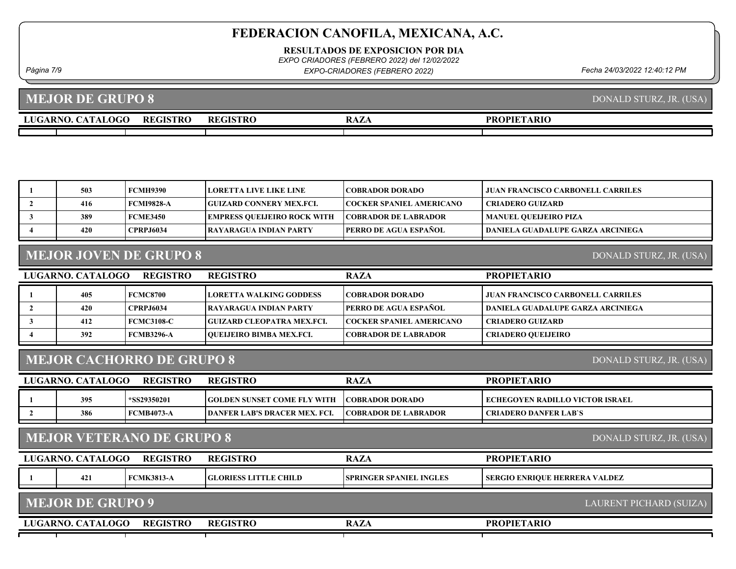# FEDERACION CANOFILA, MEXICANA, A.C.

**RESULTADOS DE EXPOSICION POR DIA**

*EXPO CRIADORES (FEBRERO 2022) del 12/02/2022*

*EXPO-CRIADORES (FEBRERO 2022)*

*Fecha 24/03/2022 12:40:12 PM*

## MEJOR DE GRUPO 8

DONALD STURZ, JR. (USA)

| LUGAR | NO. CATALOGO | REGISTRO | REGISTRO | RAZA | PROPIETARIO |
|---|---|---|---|---|---|
| 1 | 503 | FCMH9390 | LORETTA LIVE LIKE LINE | COBRADOR DORADO | JUAN FRANCISCO CARBONELL CARRILES |
| 2 | 416 | FCMI9828-A | GUIZARD CONNERY MEX.FCI. | COCKER SPANIEL AMERICANO | CRIADERO GUIZARD |
| 3 | 389 | FCME3450 | EMPRESS QUEIJEIRO ROCK WITH | COBRADOR DE LABRADOR | MANUEL QUEIJEIRO PIZA |
| 4 | 420 | CPRPJ6034 | RAYARAGUA INDIAN PARTY | PERRO DE AGUA ESPAÑOL | DANIELA GUADALUPE GARZA ARCINIEGA |

## MEJOR JOVEN DE GRUPO 8

DONALD STURZ, JR. (USA)

| LUGAR | NO. CATALOGO | REGISTRO | REGISTRO | RAZA | PROPIETARIO |
|---|---|---|---|---|---|
| 1 | 405 | FCMC8700 | LORETTA WALKING GODDESS | COBRADOR DORADO | JUAN FRANCISCO CARBONELL CARRILES |
| 2 | 420 | CPRPJ6034 | RAYARAGUA INDIAN PARTY | PERRO DE AGUA ESPAÑOL | DANIELA GUADALUPE GARZA ARCINIEGA |
| 3 | 412 | FCMC3108-C | GUIZARD CLEOPATRA MEX.FCI. | COCKER SPANIEL AMERICANO | CRIADERO GUIZARD |
| 4 | 392 | FCMB3296-A | QUEIJEIRO BIMBA MEX.FCI. | COBRADOR DE LABRADOR | CRIADERO QUEIJEIRO |

## MEJOR CACHORRO DE GRUPO 8

DONALD STURZ, JR. (USA)

| LUGAR | NO. CATALOGO | REGISTRO | REGISTRO | RAZA | PROPIETARIO |
|---|---|---|---|---|---|
| 1 | 395 | *SS29350201 | GOLDEN SUNSET COME FLY WITH | COBRADOR DORADO | ECHEGOYEN RADILLO VICTOR ISRAEL |
| 2 | 386 | FCMB4073-A | DANFER LAB'S DRACER MEX. FCI. | COBRADOR DE LABRADOR | CRIADERO DANFER LAB`S |

## MEJOR VETERANO DE GRUPO 8

DONALD STURZ, JR. (USA)

| LUGAR | NO. CATALOGO | REGISTRO | REGISTRO | RAZA | PROPIETARIO |
|---|---|---|---|---|---|
| 1 | 421 | FCMK3813-A | GLORIESS LITTLE CHILD | SPRINGER SPANIEL INGLES | SERGIO ENRIQUE HERRERA VALDEZ |

## MEJOR DE GRUPO 9

LAURENT PICHARD (SUIZA)

| LUGAR | NO. CATALOGO | REGISTRO | REGISTRO | RAZA | PROPIETARIO |
|---|---|---|---|---|---|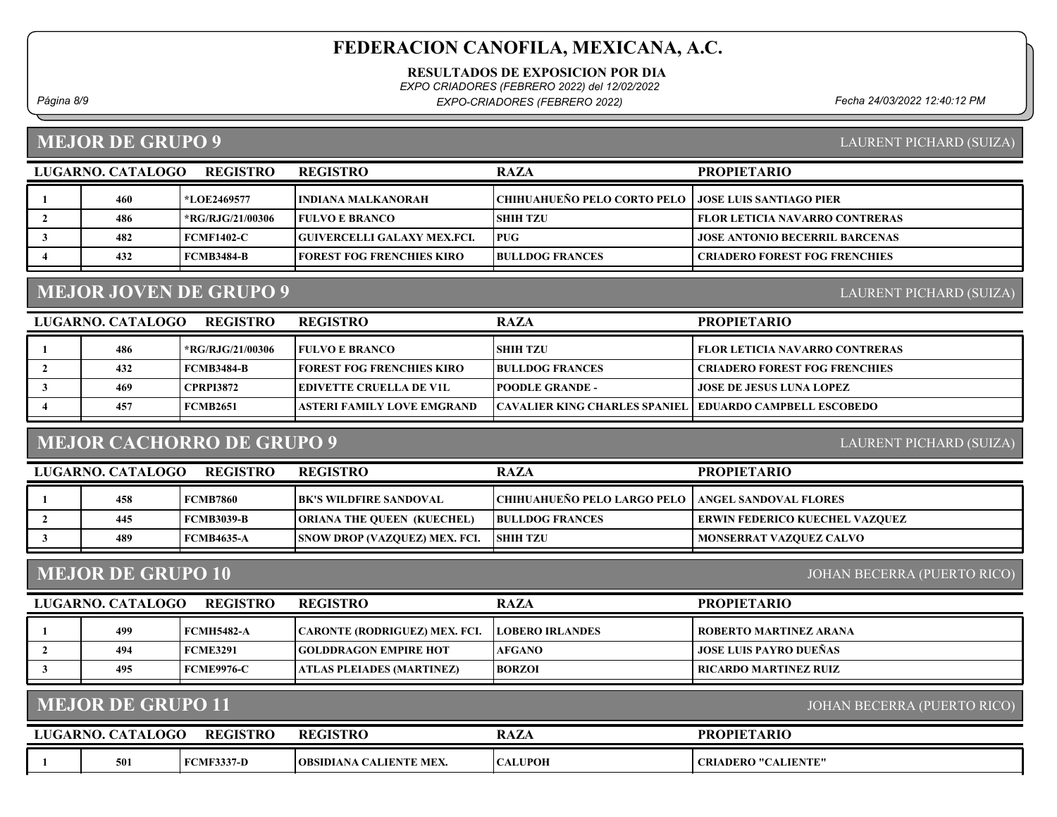# FEDERACION CANOFILA, MEXICANA, A.C.

**RESULTADOS DE EXPOSICION POR DIA**

*EXPO CRIADORES (FEBRERO 2022) del 12/02/2022*

*EXPO-CRIADORES (FEBRERO 2022)*

*Fecha 24/03/2022 12:40:12 PM*

## MEJOR DE GRUPO 9

LAURENT PICHARD (SUIZA)

| LUGAR | NO. CATALOGO | REGISTRO | REGISTRO | RAZA | PROPIETARIO |
|---|---|---|---|---|---|
| 1 | 460 | *LOE2469577 | INDIANA MALKANORAH | CHIHUAHUEÑO PELO CORTO PELO | JOSE LUIS SANTIAGO PIER |
| 2 | 486 | *RG/RJG/21/00306 | FULVO E BRANCO | SHIH TZU | FLOR LETICIA NAVARRO CONTRERAS |
| 3 | 482 | FCMF1402-C | GUIVERCELLI GALAXY MEX.FCI. | PUG | JOSE ANTONIO BECERRIL BARCENAS |
| 4 | 432 | FCMB3484-B | FOREST FOG FRENCHIES KIRO | BULLDOG FRANCES | CRIADERO FOREST FOG FRENCHIES |

## MEJOR JOVEN DE GRUPO 9

LAURENT PICHARD (SUIZA)

| LUGAR | NO. CATALOGO | REGISTRO | REGISTRO | RAZA | PROPIETARIO |
|---|---|---|---|---|---|
| 1 | 486 | *RG/RJG/21/00306 | FULVO E BRANCO | SHIH TZU | FLOR LETICIA NAVARRO CONTRERAS |
| 2 | 432 | FCMB3484-B | FOREST FOG FRENCHIES KIRO | BULLDOG FRANCES | CRIADERO FOREST FOG FRENCHIES |
| 3 | 469 | CPRPI3872 | EDIVETTE CRUELLA DE V1L | POODLE GRANDE - | JOSE DE JESUS LUNA LOPEZ |
| 4 | 457 | FCMB2651 | ASTERI FAMILY LOVE EMGRAND | CAVALIER KING CHARLES SPANIEL | EDUARDO CAMPBELL ESCOBEDO |

## MEJOR CACHORRO DE GRUPO 9

LAURENT PICHARD (SUIZA)

| LUGAR | NO. CATALOGO | REGISTRO | REGISTRO | RAZA | PROPIETARIO |
|---|---|---|---|---|---|
| 1 | 458 | FCMB7860 | BK'S WILDFIRE SANDOVAL | CHIHUAHUEÑO PELO LARGO PELO | ANGEL SANDOVAL FLORES |
| 2 | 445 | FCMB3039-B | ORIANA THE QUEEN (KUECHEL) | BULLDOG FRANCES | ERWIN FEDERICO KUECHEL VAZQUEZ |
| 3 | 489 | FCMB4635-A | SNOW DROP (VAZQUEZ) MEX. FCI. | SHIH TZU | MONSERRAT VAZQUEZ CALVO |

## MEJOR DE GRUPO 10

JOHAN BECERRA (PUERTO RICO)

| LUGAR | NO. CATALOGO | REGISTRO | REGISTRO | RAZA | PROPIETARIO |
|---|---|---|---|---|---|
| 1 | 499 | FCMH5482-A | CARONTE (RODRIGUEZ) MEX. FCI. | LOBERO IRLANDES | ROBERTO MARTINEZ ARANA |
| 2 | 494 | FCME3291 | GOLDDRAGON EMPIRE HOT | AFGANO | JOSE LUIS PAYRO DUEÑAS |
| 3 | 495 | FCME9976-C | ATLAS PLEIADES (MARTINEZ) | BORZOI | RICARDO MARTINEZ RUIZ |

## MEJOR DE GRUPO 11

JOHAN BECERRA (PUERTO RICO)

| LUGAR | NO. CATALOGO | REGISTRO | REGISTRO | RAZA | PROPIETARIO |
|---|---|---|---|---|---|
| 1 | 501 | FCMF3337-D | OBSIDIANA CALIENTE MEX. | CALUPOH | CRIADERO "CALIENTE" |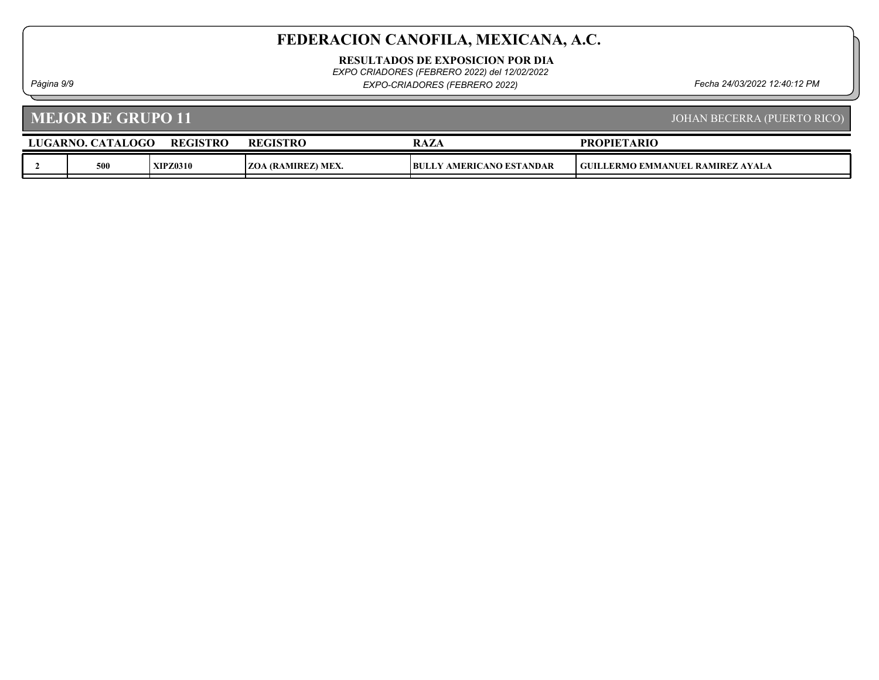# FEDERACION CANOFILA, MEXICANA, A.C.

**RESULTADOS DE EXPOSICION POR DIA**

*EXPO CRIADORES (FEBRERO 2022) del 12/02/2022*

*EXPO-CRIADORES (FEBRERO 2022)*

*Fecha 24/03/2022 12:40:12 PM*

## MEJOR DE GRUPO 11

JOHAN BECERRA (PUERTO RICO)

| LUGAR | NO. CATALOGO | REGISTRO | REGISTRO | RAZA | PROPIETARIO |
|---|---|---|---|---|---|
| 2 | 500 | XIPZ0310 | ZOA (RAMIREZ) MEX. | BULLY AMERICANO ESTANDAR | GUILLERMO EMMANUEL RAMIREZ AYALA |